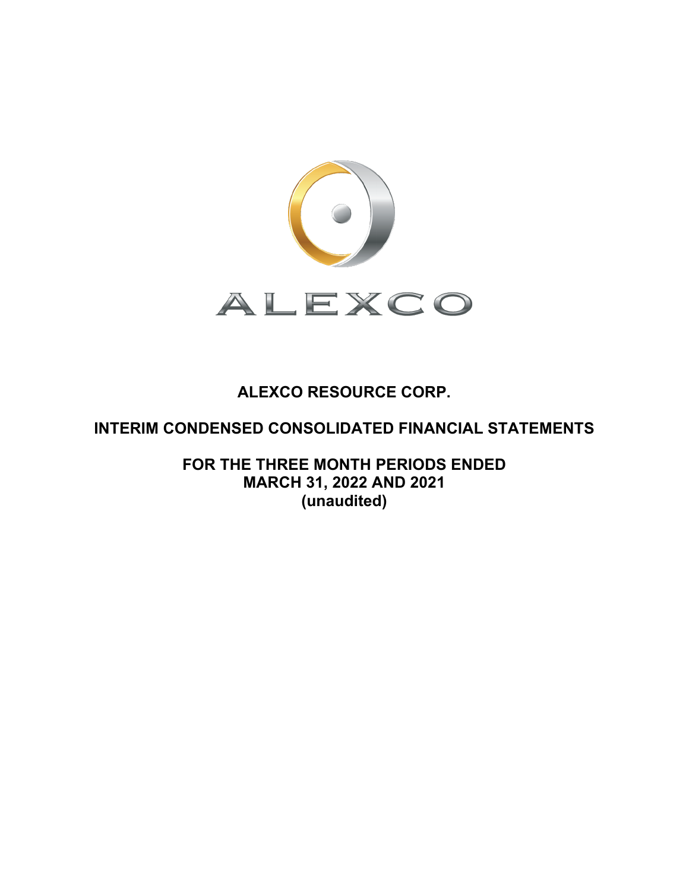ALEXCO

# ALEXCO RESOURCE CORP.

## INTERIM CONDENSED CONSOLIDATED FINANCIAL STATEMENTS

### FOR THE THREE MONTH PERIODS ENDED MARCH 31, 2022 AND 2021 (unaudited)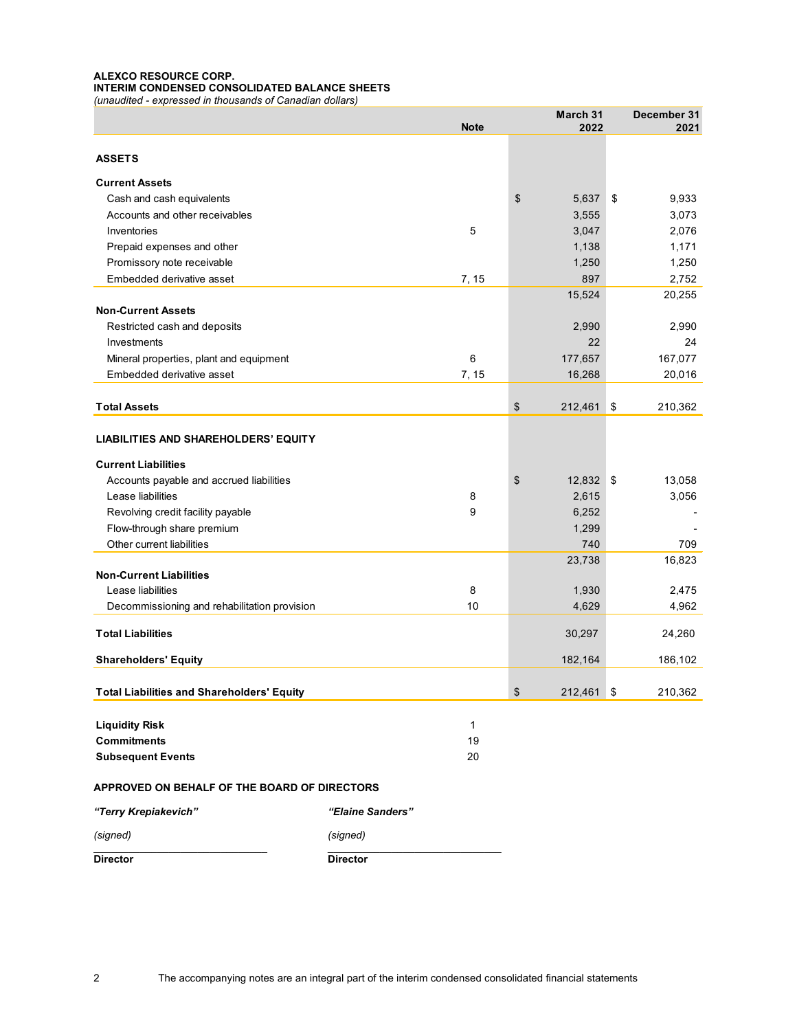**ALEXCO RESOURCE CORP.**
**INTERIM CONDENSED CONSOLIDATED BALANCE SHEETS**
*(unaudited - expressed in thousands of Canadian dollars)*

| | Note | March 31 2022 | December 31 2021 |
|---|---|---|---|
| **ASSETS** | | | |
| **Current Assets** | | | |
| Cash and cash equivalents | | $ 5,637 | $ 9,933 |
| Accounts and other receivables | | 3,555 | 3,073 |
| Inventories | 5 | 3,047 | 2,076 |
| Prepaid expenses and other | | 1,138 | 1,171 |
| Promissory note receivable | | 1,250 | 1,250 |
| Embedded derivative asset | 7, 15 | 897 | 2,752 |
| | | 15,524 | 20,255 |
| **Non-Current Assets** | | | |
| Restricted cash and deposits | | 2,990 | 2,990 |
| Investments | | 22 | 24 |
| Mineral properties, plant and equipment | 6 | 177,657 | 167,077 |
| Embedded derivative asset | 7, 15 | 16,268 | 20,016 |
| **Total Assets** | | $ 212,461 | $ 210,362 |
| **LIABILITIES AND SHAREHOLDERS' EQUITY** | | | |
| **Current Liabilities** | | | |
| Accounts payable and accrued liabilities | | $ 12,832 | $ 13,058 |
| Lease liabilities | 8 | 2,615 | 3,056 |
| Revolving credit facility payable | 9 | 6,252 | - |
| Flow-through share premium | | 1,299 | - |
| Other current liabilities | | 740 | 709 |
| | | 23,738 | 16,823 |
| **Non-Current Liabilities** | | | |
| Lease liabilities | 8 | 1,930 | 2,475 |
| Decommissioning and rehabilitation provision | 10 | 4,629 | 4,962 |
| **Total Liabilities** | | 30,297 | 24,260 |
| **Shareholders' Equity** | | 182,164 | 186,102 |
| **Total Liabilities and Shareholders' Equity** | | $ 212,461 | $ 210,362 |

| | Note |
|---|---|
| **Liquidity Risk** | 1 |
| **Commitments** | 19 |
| **Subsequent Events** | 20 |

**APPROVED ON BEHALF OF THE BOARD OF DIRECTORS**

| *"Terry Krepiakevich"* | *"Elaine Sanders"* |
|---|---|
| *(signed)* | *(signed)* |
| **Director** | **Director** |

The accompanying notes are an integral part of the interim condensed consolidated financial statements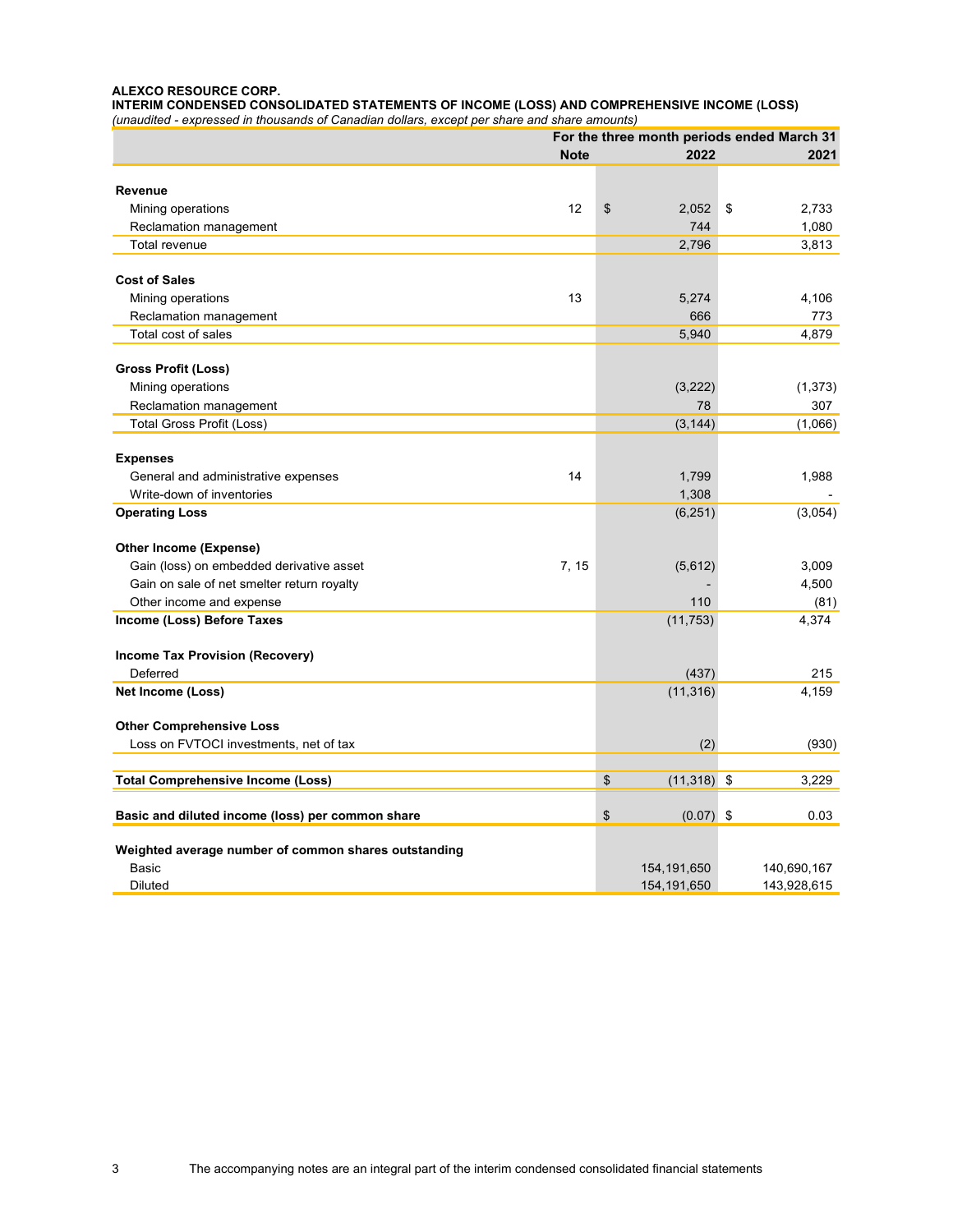**ALEXCO RESOURCE CORP.**
**INTERIM CONDENSED CONSOLIDATED STATEMENTS OF INCOME (LOSS) AND COMPREHENSIVE INCOME (LOSS)**
*(unaudited - expressed in thousands of Canadian dollars, except per share and share amounts)*

| | | For the three month periods ended March 31 | |
|---|---|---|---|
| | **Note** | **2022** | **2021** |
| **Revenue** | | | |
| Mining operations | 12 | $ 2,052 | $ 2,733 |
| Reclamation management | | 744 | 1,080 |
| Total revenue | | 2,796 | 3,813 |
| **Cost of Sales** | | | |
| Mining operations | 13 | 5,274 | 4,106 |
| Reclamation management | | 666 | 773 |
| Total cost of sales | | 5,940 | 4,879 |
| **Gross Profit (Loss)** | | | |
| Mining operations | | (3,222) | (1,373) |
| Reclamation management | | 78 | 307 |
| Total Gross Profit (Loss) | | (3,144) | (1,066) |
| **Expenses** | | | |
| General and administrative expenses | 14 | 1,799 | 1,988 |
| Write-down of inventories | | 1,308 | - |
| **Operating Loss** | | (6,251) | (3,054) |
| **Other Income (Expense)** | | | |
| Gain (loss) on embedded derivative asset | 7, 15 | (5,612) | 3,009 |
| Gain on sale of net smelter return royalty | | - | 4,500 |
| Other income and expense | | 110 | (81) |
| **Income (Loss) Before Taxes** | | (11,753) | 4,374 |
| **Income Tax Provision (Recovery)** | | | |
| Deferred | | (437) | 215 |
| **Net Income (Loss)** | | (11,316) | 4,159 |
| **Other Comprehensive Loss** | | | |
| Loss on FVTOCI investments, net of tax | | (2) | (930) |
| **Total Comprehensive Income (Loss)** | | $ (11,318) | $ 3,229 |
| **Basic and diluted income (loss) per common share** | | $ (0.07) | $ 0.03 |
| **Weighted average number of common shares outstanding** | | | |
| Basic | | 154,191,650 | 140,690,167 |
| Diluted | | 154,191,650 | 143,928,615 |

The accompanying notes are an integral part of the interim condensed consolidated financial statements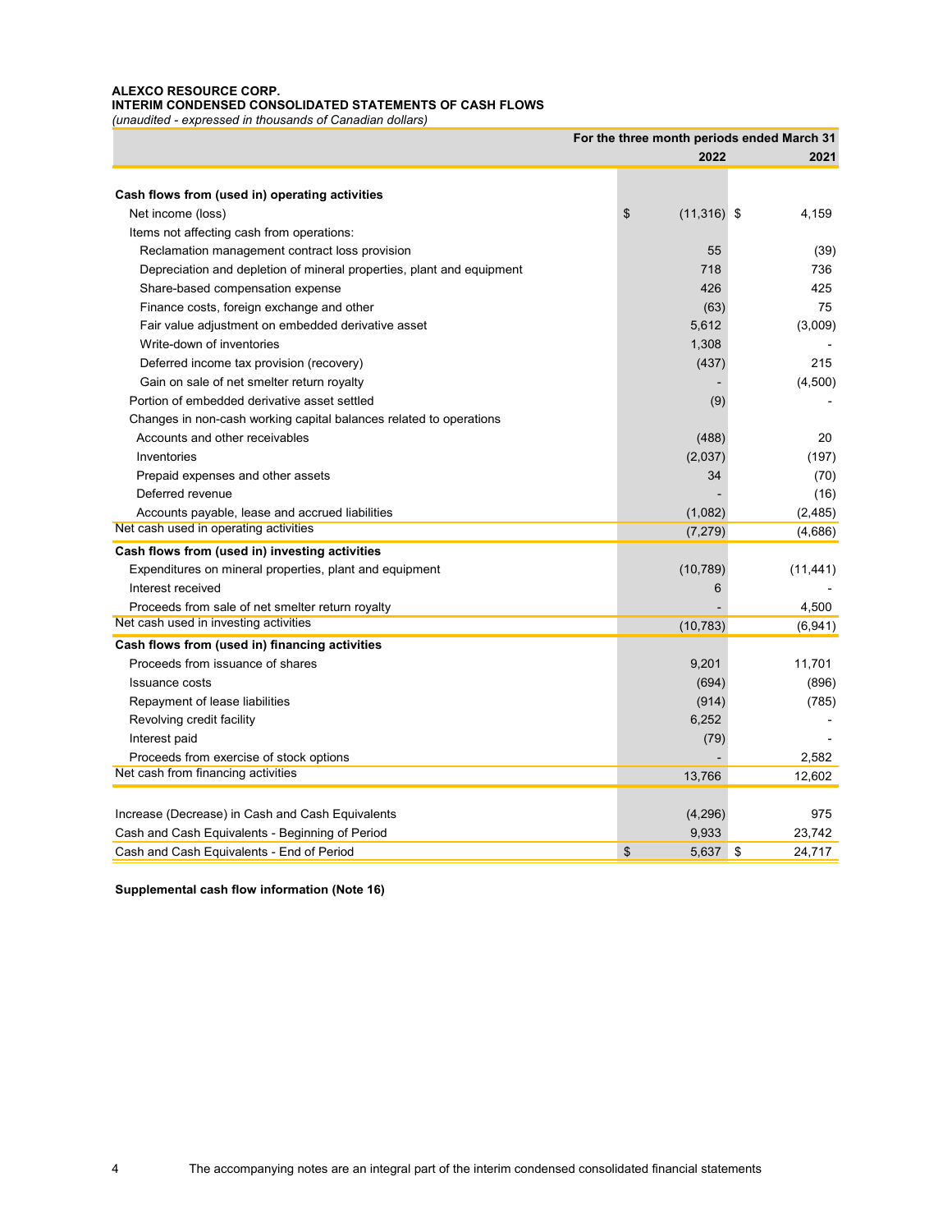**ALEXCO RESOURCE CORP.**
**INTERIM CONDENSED CONSOLIDATED STATEMENTS OF CASH FLOWS**
*(unaudited - expressed in thousands of Canadian dollars)*

| | For the three month periods ended March 31 | |
|---|---|---|
| | **2022** | **2021** |
| **Cash flows from (used in) operating activities** | | |
| Net income (loss) | $ (11,316) | $ 4,159 |
| Items not affecting cash from operations: | | |
| Reclamation management contract loss provision | 55 | (39) |
| Depreciation and depletion of mineral properties, plant and equipment | 718 | 736 |
| Share-based compensation expense | 426 | 425 |
| Finance costs, foreign exchange and other | (63) | 75 |
| Fair value adjustment on embedded derivative asset | 5,612 | (3,009) |
| Write-down of inventories | 1,308 | - |
| Deferred income tax provision (recovery) | (437) | 215 |
| Gain on sale of net smelter return royalty | - | (4,500) |
| Portion of embedded derivative asset settled | (9) | - |
| Changes in non-cash working capital balances related to operations | | |
| Accounts and other receivables | (488) | 20 |
| Inventories | (2,037) | (197) |
| Prepaid expenses and other assets | 34 | (70) |
| Deferred revenue | - | (16) |
| Accounts payable, lease and accrued liabilities | (1,082) | (2,485) |
| Net cash used in operating activities | (7,279) | (4,686) |
| **Cash flows from (used in) investing activities** | | |
| Expenditures on mineral properties, plant and equipment | (10,789) | (11,441) |
| Interest received | 6 | - |
| Proceeds from sale of net smelter return royalty | - | 4,500 |
| Net cash used in investing activities | (10,783) | (6,941) |
| **Cash flows from (used in) financing activities** | | |
| Proceeds from issuance of shares | 9,201 | 11,701 |
| Issuance costs | (694) | (896) |
| Repayment of lease liabilities | (914) | (785) |
| Revolving credit facility | 6,252 | - |
| Interest paid | (79) | - |
| Proceeds from exercise of stock options | - | 2,582 |
| Net cash from financing activities | 13,766 | 12,602 |
| | | |
| Increase (Decrease) in Cash and Cash Equivalents | (4,296) | 975 |
| Cash and Cash Equivalents - Beginning of Period | 9,933 | 23,742 |
| Cash and Cash Equivalents - End of Period | $ 5,637 | $ 24,717 |

**Supplemental cash flow information (Note 16)**

The accompanying notes are an integral part of the interim condensed consolidated financial statements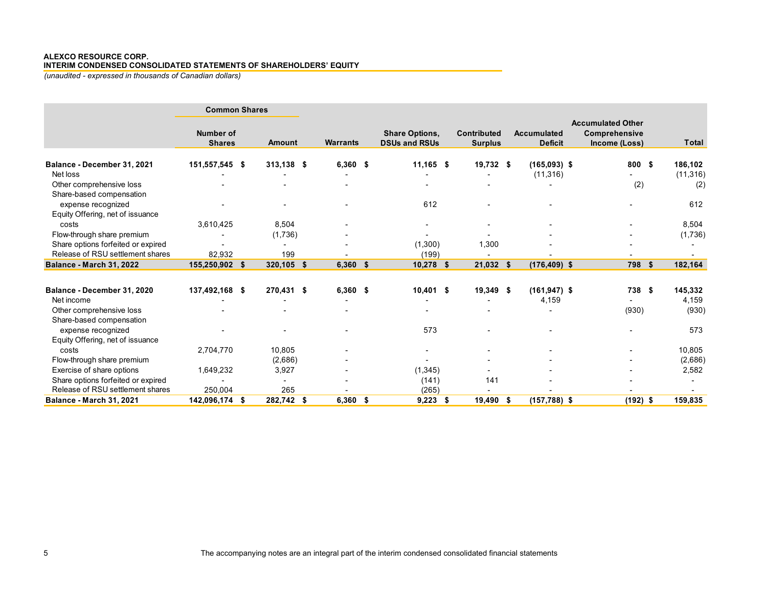**ALEXCO RESOURCE CORP.**
**INTERIM CONDENSED CONSOLIDATED STATEMENTS OF SHAREHOLDERS' EQUITY**
*(unaudited - expressed in thousands of Canadian dollars)*

| | Common Shares | | | | | | | |
|---|---|---|---|---|---|---|---|---|
| | Number of Shares | Amount | Warrants | Share Options, DSUs and RSUs | Contributed Surplus | Accumulated Deficit | Accumulated Other Comprehensive Income (Loss) | Total |
| **Balance - December 31, 2021** | **151,557,545** | **$ 313,138** | **$ 6,360** | **$ 11,165** | **$ 19,732** | **$ (165,093)** | **$ 800** | **$ 186,102** |
| Net loss | - | - | - | - | - | (11,316) | - | (11,316) |
| Other comprehensive loss | - | - | - | - | - | - | (2) | (2) |
| Share-based compensation expense recognized | - | - | - | 612 | - | - | - | 612 |
| Equity Offering, net of issuance costs | 3,610,425 | 8,504 | - | - | - | - | - | 8,504 |
| Flow-through share premium | - | (1,736) | - | - | - | - | - | (1,736) |
| Share options forfeited or expired | - | - | - | (1,300) | 1,300 | - | - | - |
| Release of RSU settlement shares | 82,932 | 199 | - | (199) | - | - | - | - |
| **Balance - March 31, 2022** | **155,250,902** | **$ 320,105** | **$ 6,360** | **$ 10,278** | **$ 21,032** | **$ (176,409)** | **$ 798** | **$ 182,164** |
| | | | | | | | | |
| **Balance - December 31, 2020** | **137,492,168** | **$ 270,431** | **$ 6,360** | **$ 10,401** | **$ 19,349** | **$ (161,947)** | **$ 738** | **$ 145,332** |
| Net income | - | - | - | - | - | 4,159 | - | 4,159 |
| Other comprehensive loss | - | - | - | - | - | - | (930) | (930) |
| Share-based compensation expense recognized | - | - | - | 573 | - | - | - | 573 |
| Equity Offering, net of issuance costs | 2,704,770 | 10,805 | - | - | - | - | - | 10,805 |
| Flow-through share premium | | (2,686) | - | - | - | - | - | (2,686) |
| Exercise of share options | 1,649,232 | 3,927 | - | (1,345) | - | - | - | 2,582 |
| Share options forfeited or expired | - | - | - | (141) | 141 | - | - | - |
| Release of RSU settlement shares | 250,004 | 265 | - | (265) | - | - | - | - |
| **Balance - March 31, 2021** | **142,096,174** | **$ 282,742** | **$ 6,360** | **$ 9,223** | **$ 19,490** | **$ (157,788)** | **$ (192)** | **$ 159,835** |

The accompanying notes are an integral part of the interim condensed consolidated financial statements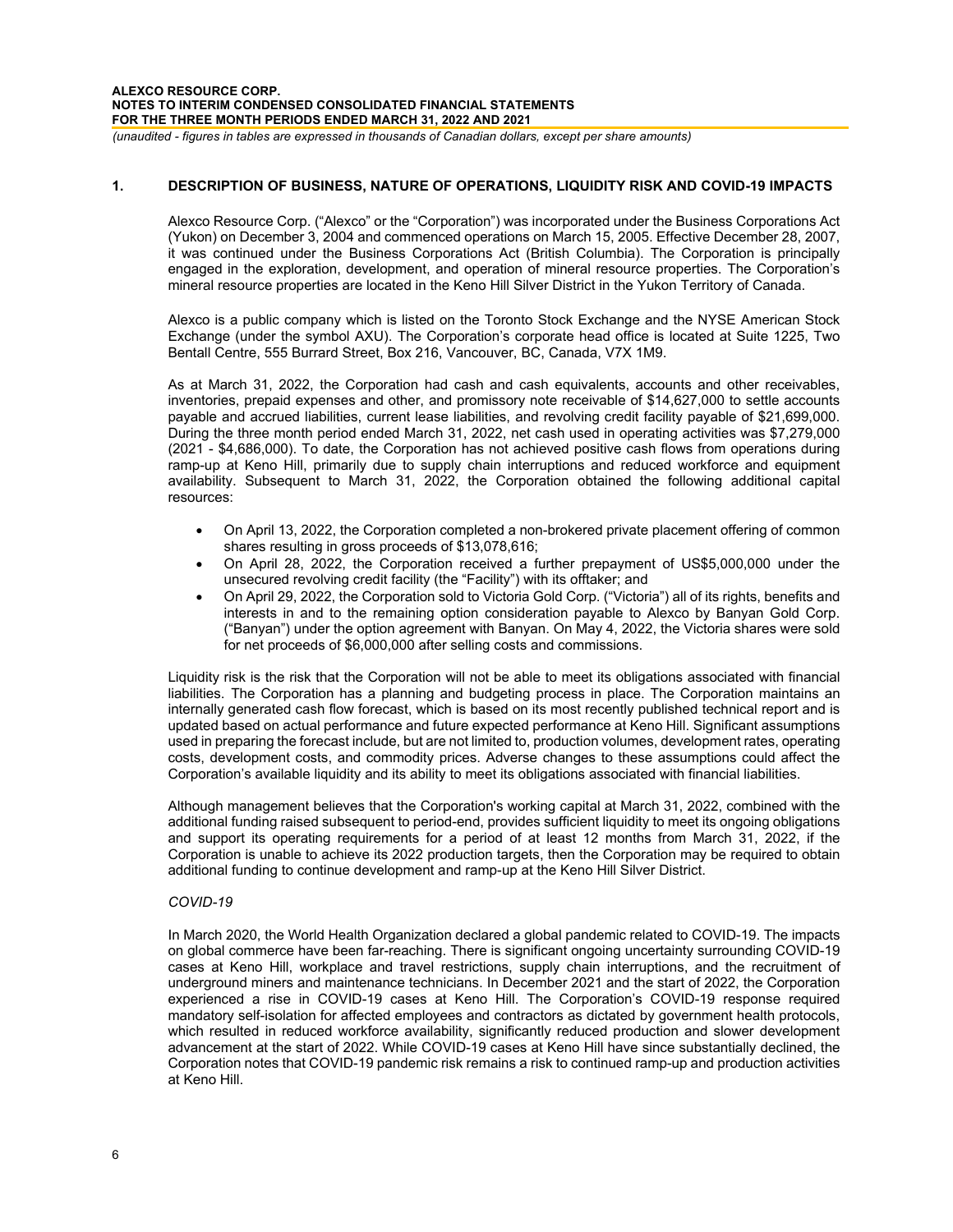## 1. DESCRIPTION OF BUSINESS, NATURE OF OPERATIONS, LIQUIDITY RISK AND COVID-19 IMPACTS

Alexco Resource Corp. ("Alexco" or the "Corporation") was incorporated under the Business Corporations Act (Yukon) on December 3, 2004 and commenced operations on March 15, 2005. Effective December 28, 2007, it was continued under the Business Corporations Act (British Columbia). The Corporation is principally engaged in the exploration, development, and operation of mineral resource properties. The Corporation's mineral resource properties are located in the Keno Hill Silver District in the Yukon Territory of Canada.

Alexco is a public company which is listed on the Toronto Stock Exchange and the NYSE American Stock Exchange (under the symbol AXU). The Corporation's corporate head office is located at Suite 1225, Two Bentall Centre, 555 Burrard Street, Box 216, Vancouver, BC, Canada, V7X 1M9.

As at March 31, 2022, the Corporation had cash and cash equivalents, accounts and other receivables, inventories, prepaid expenses and other, and promissory note receivable of $14,627,000 to settle accounts payable and accrued liabilities, current lease liabilities, and revolving credit facility payable of $21,699,000. During the three month period ended March 31, 2022, net cash used in operating activities was $7,279,000 (2021 - $4,686,000). To date, the Corporation has not achieved positive cash flows from operations during ramp-up at Keno Hill, primarily due to supply chain interruptions and reduced workforce and equipment availability. Subsequent to March 31, 2022, the Corporation obtained the following additional capital resources:

- On April 13, 2022, the Corporation completed a non-brokered private placement offering of common shares resulting in gross proceeds of $13,078,616;
- On April 28, 2022, the Corporation received a further prepayment of US$5,000,000 under the unsecured revolving credit facility (the "Facility") with its offtaker; and
- On April 29, 2022, the Corporation sold to Victoria Gold Corp. ("Victoria") all of its rights, benefits and interests in and to the remaining option consideration payable to Alexco by Banyan Gold Corp. ("Banyan") under the option agreement with Banyan. On May 4, 2022, the Victoria shares were sold for net proceeds of $6,000,000 after selling costs and commissions.

Liquidity risk is the risk that the Corporation will not be able to meet its obligations associated with financial liabilities. The Corporation has a planning and budgeting process in place. The Corporation maintains an internally generated cash flow forecast, which is based on its most recently published technical report and is updated based on actual performance and future expected performance at Keno Hill. Significant assumptions used in preparing the forecast include, but are not limited to, production volumes, development rates, operating costs, development costs, and commodity prices. Adverse changes to these assumptions could affect the Corporation's available liquidity and its ability to meet its obligations associated with financial liabilities.

Although management believes that the Corporation's working capital at March 31, 2022, combined with the additional funding raised subsequent to period-end, provides sufficient liquidity to meet its ongoing obligations and support its operating requirements for a period of at least 12 months from March 31, 2022, if the Corporation is unable to achieve its 2022 production targets, then the Corporation may be required to obtain additional funding to continue development and ramp-up at the Keno Hill Silver District.

*COVID-19*

In March 2020, the World Health Organization declared a global pandemic related to COVID-19. The impacts on global commerce have been far-reaching. There is significant ongoing uncertainty surrounding COVID-19 cases at Keno Hill, workplace and travel restrictions, supply chain interruptions, and the recruitment of underground miners and maintenance technicians. In December 2021 and the start of 2022, the Corporation experienced a rise in COVID-19 cases at Keno Hill. The Corporation's COVID-19 response required mandatory self-isolation for affected employees and contractors as dictated by government health protocols, which resulted in reduced workforce availability, significantly reduced production and slower development advancement at the start of 2022. While COVID-19 cases at Keno Hill have since substantially declined, the Corporation notes that COVID-19 pandemic risk remains a risk to continued ramp-up and production activities at Keno Hill.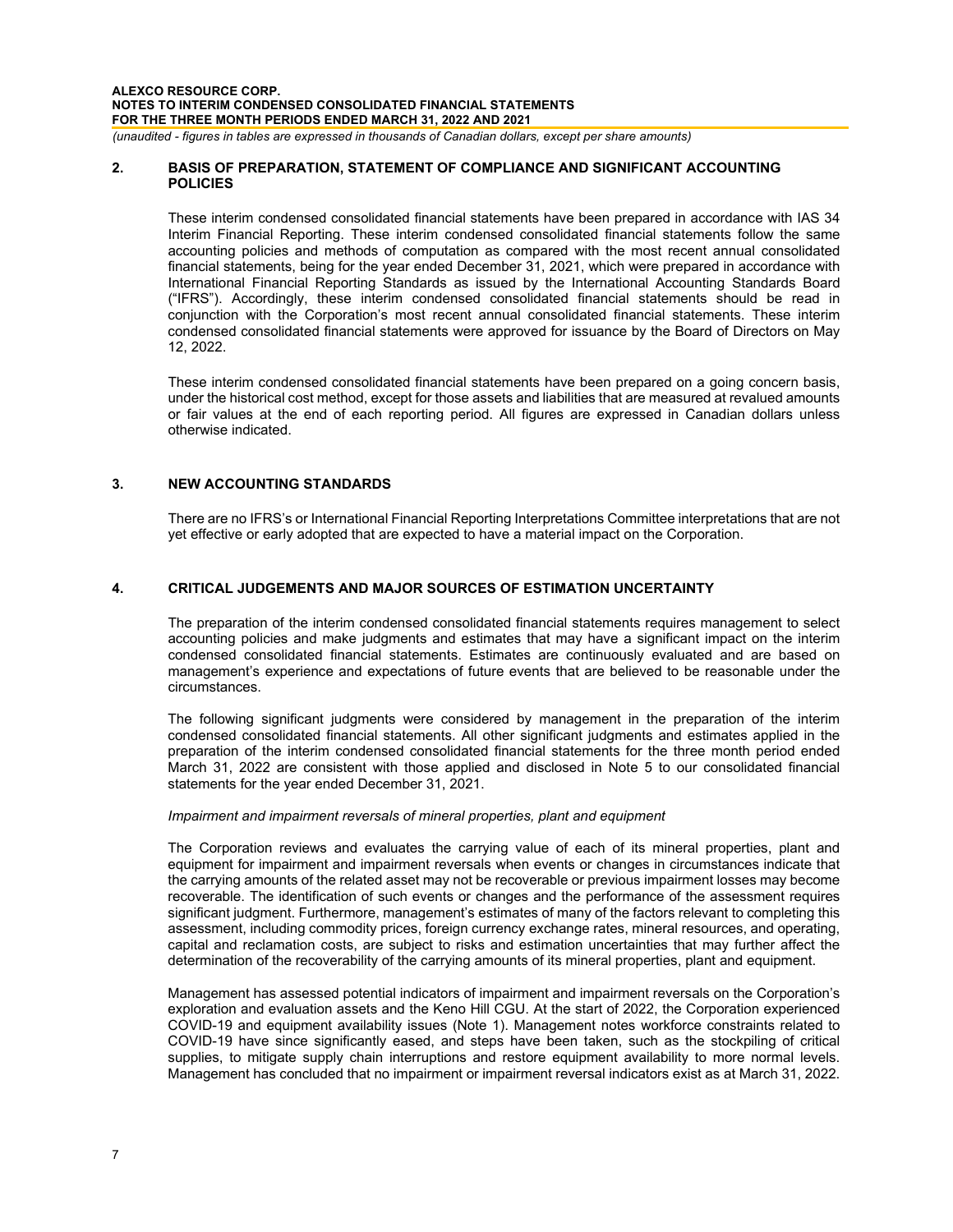## 2. BASIS OF PREPARATION, STATEMENT OF COMPLIANCE AND SIGNIFICANT ACCOUNTING POLICIES

These interim condensed consolidated financial statements have been prepared in accordance with IAS 34 Interim Financial Reporting. These interim condensed consolidated financial statements follow the same accounting policies and methods of computation as compared with the most recent annual consolidated financial statements, being for the year ended December 31, 2021, which were prepared in accordance with International Financial Reporting Standards as issued by the International Accounting Standards Board ("IFRS"). Accordingly, these interim condensed consolidated financial statements should be read in conjunction with the Corporation's most recent annual consolidated financial statements. These interim condensed consolidated financial statements were approved for issuance by the Board of Directors on May 12, 2022.

These interim condensed consolidated financial statements have been prepared on a going concern basis, under the historical cost method, except for those assets and liabilities that are measured at revalued amounts or fair values at the end of each reporting period. All figures are expressed in Canadian dollars unless otherwise indicated.

## 3. NEW ACCOUNTING STANDARDS

There are no IFRS's or International Financial Reporting Interpretations Committee interpretations that are not yet effective or early adopted that are expected to have a material impact on the Corporation.

## 4. CRITICAL JUDGEMENTS AND MAJOR SOURCES OF ESTIMATION UNCERTAINTY

The preparation of the interim condensed consolidated financial statements requires management to select accounting policies and make judgments and estimates that may have a significant impact on the interim condensed consolidated financial statements. Estimates are continuously evaluated and are based on management's experience and expectations of future events that are believed to be reasonable under the circumstances.

The following significant judgments were considered by management in the preparation of the interim condensed consolidated financial statements. All other significant judgments and estimates applied in the preparation of the interim condensed consolidated financial statements for the three month period ended March 31, 2022 are consistent with those applied and disclosed in Note 5 to our consolidated financial statements for the year ended December 31, 2021.

*Impairment and impairment reversals of mineral properties, plant and equipment*

The Corporation reviews and evaluates the carrying value of each of its mineral properties, plant and equipment for impairment and impairment reversals when events or changes in circumstances indicate that the carrying amounts of the related asset may not be recoverable or previous impairment losses may become recoverable. The identification of such events or changes and the performance of the assessment requires significant judgment. Furthermore, management's estimates of many of the factors relevant to completing this assessment, including commodity prices, foreign currency exchange rates, mineral resources, and operating, capital and reclamation costs, are subject to risks and estimation uncertainties that may further affect the determination of the recoverability of the carrying amounts of its mineral properties, plant and equipment.

Management has assessed potential indicators of impairment and impairment reversals on the Corporation's exploration and evaluation assets and the Keno Hill CGU. At the start of 2022, the Corporation experienced COVID-19 and equipment availability issues (Note 1). Management notes workforce constraints related to COVID-19 have since significantly eased, and steps have been taken, such as the stockpiling of critical supplies, to mitigate supply chain interruptions and restore equipment availability to more normal levels. Management has concluded that no impairment or impairment reversal indicators exist as at March 31, 2022.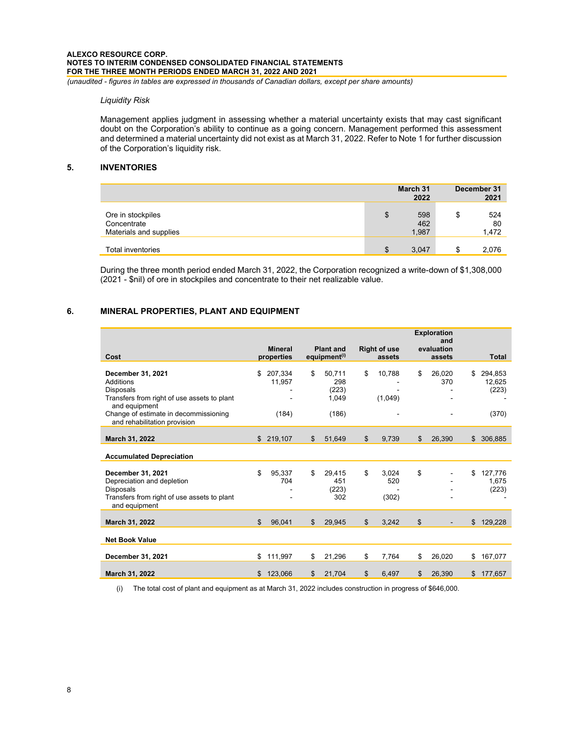*Liquidity Risk*

Management applies judgment in assessing whether a material uncertainty exists that may cast significant doubt on the Corporation's ability to continue as a going concern. Management performed this assessment and determined a material uncertainty did not exist as at March 31, 2022. Refer to Note 1 for further discussion of the Corporation's liquidity risk.

## 5. INVENTORIES

| | March 31 2022 | December 31 2021 |
|---|---|---|
| Ore in stockpiles | $ 598 | $ 524 |
| Concentrate | 462 | 80 |
| Materials and supplies | 1,987 | 1,472 |
| Total inventories | $ 3,047 | $ 2,076 |

During the three month period ended March 31, 2022, the Corporation recognized a write-down of $1,308,000 (2021 - $nil) of ore in stockpiles and concentrate to their net realizable value.

## 6. MINERAL PROPERTIES, PLANT AND EQUIPMENT

| Cost | Mineral properties | Plant and equipment(i) | Right of use assets | Exploration and evaluation assets | Total |
|---|---|---|---|---|---|
| **December 31, 2021** | $ 207,334 | $ 50,711 | $ 10,788 | $ 26,020 | $ 294,853 |
| Additions | 11,957 | 298 | - | 370 | 12,625 |
| Disposals | - | (223) | - | - | (223) |
| Transfers from right of use assets to plant and equipment | - | 1,049 | (1,049) | - | - |
| Change of estimate in decommissioning and rehabilitation provision | (184) | (186) | - | - | (370) |
| **March 31, 2022** | $ 219,107 | $ 51,649 | $ 9,739 | $ 26,390 | $ 306,885 |
| **Accumulated Depreciation** | | | | | |
| **December 31, 2021** | $ 95,337 | $ 29,415 | $ 3,024 | $ - | $ 127,776 |
| Depreciation and depletion | 704 | 451 | 520 | - | 1,675 |
| Disposals | - | (223) | - | - | (223) |
| Transfers from right of use assets to plant and equipment | - | 302 | (302) | - | - |
| **March 31, 2022** | $ 96,041 | $ 29,945 | $ 3,242 | $ - | $ 129,228 |
| **Net Book Value** | | | | | |
| **December 31, 2021** | $ 111,997 | $ 21,296 | $ 7,764 | $ 26,020 | $ 167,077 |
| **March 31, 2022** | $ 123,066 | $ 21,704 | $ 6,497 | $ 26,390 | $ 177,657 |

(i) The total cost of plant and equipment as at March 31, 2022 includes construction in progress of $646,000.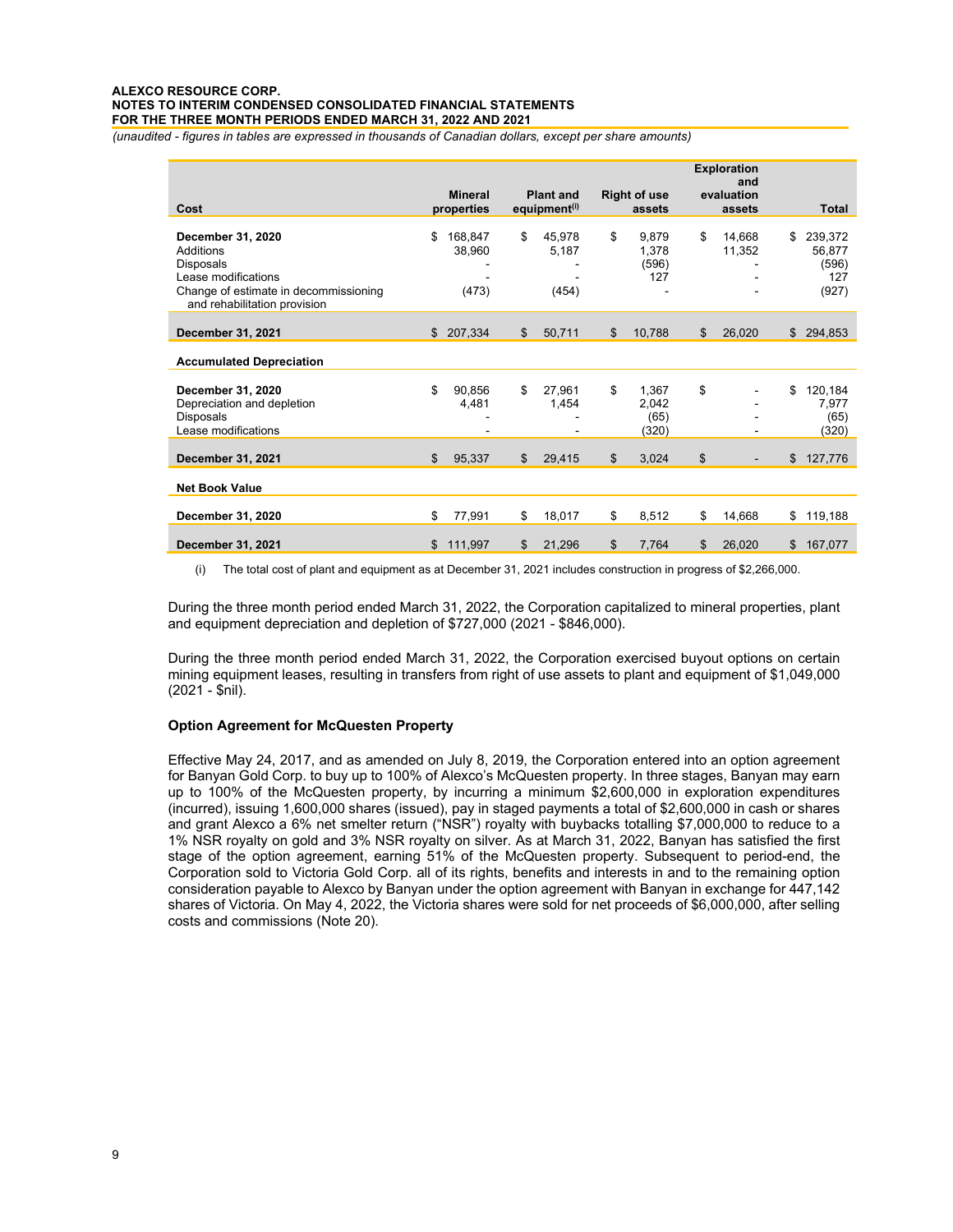**ALEXCO RESOURCE CORP.**
**NOTES TO INTERIM CONDENSED CONSOLIDATED FINANCIAL STATEMENTS**
**FOR THE THREE MONTH PERIODS ENDED MARCH 31, 2022 AND 2021**
*(unaudited - figures in tables are expressed in thousands of Canadian dollars, except per share amounts)*

| Cost | Mineral properties | Plant and equipment(i) | Right of use assets | Exploration and evaluation assets | Total |
|---|---|---|---|---|---|
| **December 31, 2020** | $ 168,847 | $ 45,978 | $ 9,879 | $ 14,668 | $ 239,372 |
| Additions | 38,960 | 5,187 | 1,378 | 11,352 | 56,877 |
| Disposals | - | - | (596) | - | (596) |
| Lease modifications | - | - | 127 | - | 127 |
| Change of estimate in decommissioning and rehabilitation provision | (473) | (454) | - | - | (927) |
| **December 31, 2021** | $ 207,334 | $ 50,711 | $ 10,788 | $ 26,020 | $ 294,853 |
| **Accumulated Depreciation** | | | | | |
| **December 31, 2020** | $ 90,856 | $ 27,961 | $ 1,367 | $ - | $ 120,184 |
| Depreciation and depletion | 4,481 | 1,454 | 2,042 | - | 7,977 |
| Disposals | - | - | (65) | - | (65) |
| Lease modifications | - | - | (320) | - | (320) |
| **December 31, 2021** | $ 95,337 | $ 29,415 | $ 3,024 | $ - | $ 127,776 |
| **Net Book Value** | | | | | |
| **December 31, 2020** | $ 77,991 | $ 18,017 | $ 8,512 | $ 14,668 | $ 119,188 |
| **December 31, 2021** | $ 111,997 | $ 21,296 | $ 7,764 | $ 26,020 | $ 167,077 |

(i) The total cost of plant and equipment as at December 31, 2021 includes construction in progress of $2,266,000.

During the three month period ended March 31, 2022, the Corporation capitalized to mineral properties, plant and equipment depreciation and depletion of $727,000 (2021 - $846,000).

During the three month period ended March 31, 2022, the Corporation exercised buyout options on certain mining equipment leases, resulting in transfers from right of use assets to plant and equipment of $1,049,000 (2021 - $nil).

### Option Agreement for McQuesten Property

Effective May 24, 2017, and as amended on July 8, 2019, the Corporation entered into an option agreement for Banyan Gold Corp. to buy up to 100% of Alexco's McQuesten property. In three stages, Banyan may earn up to 100% of the McQuesten property, by incurring a minimum $2,600,000 in exploration expenditures (incurred), issuing 1,600,000 shares (issued), pay in staged payments a total of $2,600,000 in cash or shares and grant Alexco a 6% net smelter return ("NSR") royalty with buybacks totalling $7,000,000 to reduce to a 1% NSR royalty on gold and 3% NSR royalty on silver. As at March 31, 2022, Banyan has satisfied the first stage of the option agreement, earning 51% of the McQuesten property. Subsequent to period-end, the Corporation sold to Victoria Gold Corp. all of its rights, benefits and interests in and to the remaining option consideration payable to Alexco by Banyan under the option agreement with Banyan in exchange for 447,142 shares of Victoria. On May 4, 2022, the Victoria shares were sold for net proceeds of $6,000,000, after selling costs and commissions (Note 20).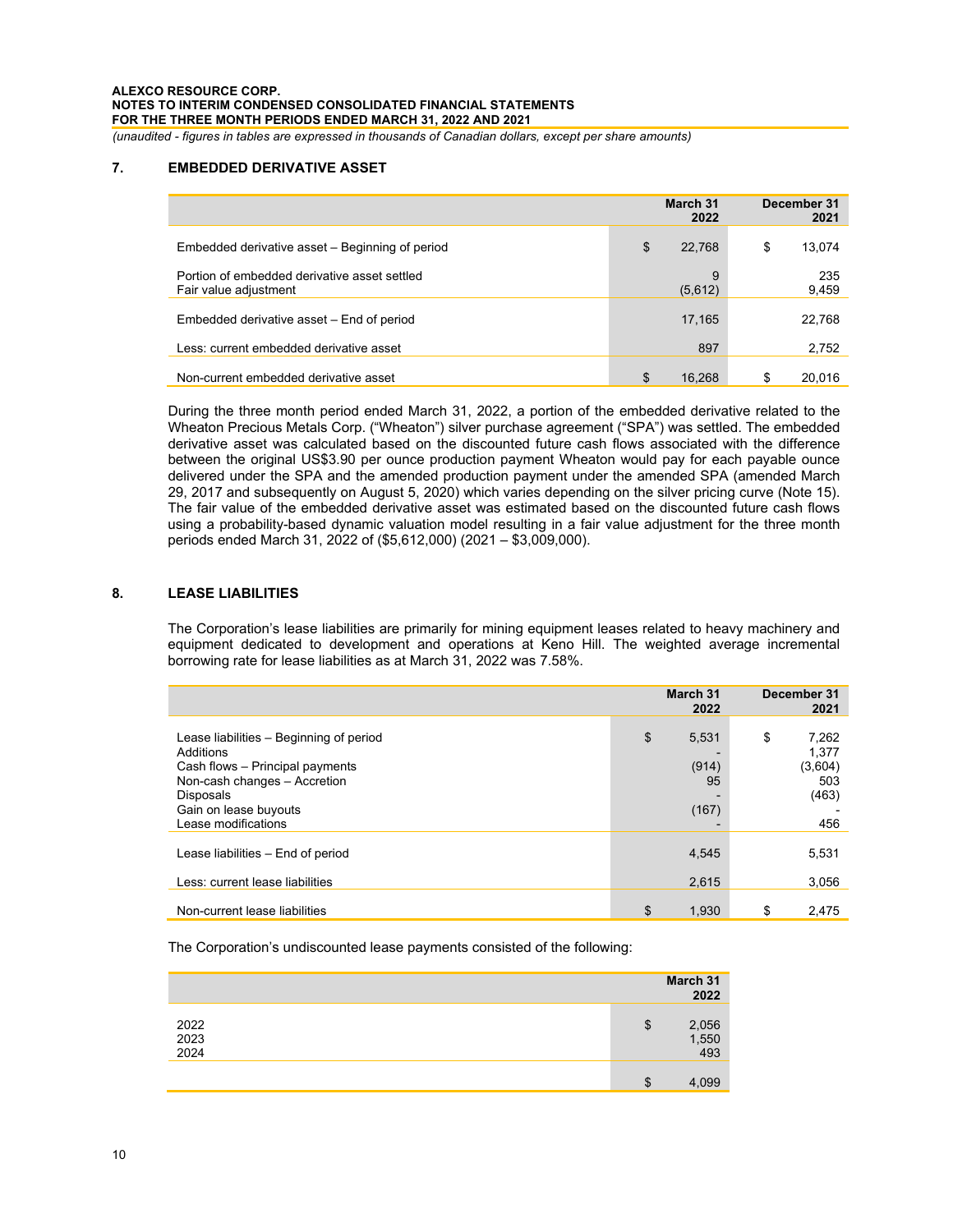## 7. EMBEDDED DERIVATIVE ASSET

| | March 31 2022 | December 31 2021 |
|---|---|---|
| Embedded derivative asset – Beginning of period | $ 22,768 | $ 13,074 |
| Portion of embedded derivative asset settled | 9 | 235 |
| Fair value adjustment | (5,612) | 9,459 |
| Embedded derivative asset – End of period | 17,165 | 22,768 |
| Less: current embedded derivative asset | 897 | 2,752 |
| Non-current embedded derivative asset | $ 16,268 | $ 20,016 |

During the three month period ended March 31, 2022, a portion of the embedded derivative related to the Wheaton Precious Metals Corp. ("Wheaton") silver purchase agreement ("SPA") was settled. The embedded derivative asset was calculated based on the discounted future cash flows associated with the difference between the original US$3.90 per ounce production payment Wheaton would pay for each payable ounce delivered under the SPA and the amended production payment under the amended SPA (amended March 29, 2017 and subsequently on August 5, 2020) which varies depending on the silver pricing curve (Note 15). The fair value of the embedded derivative asset was estimated based on the discounted future cash flows using a probability-based dynamic valuation model resulting in a fair value adjustment for the three month periods ended March 31, 2022 of ($5,612,000) (2021 – $3,009,000).

## 8. LEASE LIABILITIES

The Corporation's lease liabilities are primarily for mining equipment leases related to heavy machinery and equipment dedicated to development and operations at Keno Hill. The weighted average incremental borrowing rate for lease liabilities as at March 31, 2022 was 7.58%.

| | March 31 2022 | December 31 2021 |
|---|---|---|
| Lease liabilities – Beginning of period | $ 5,531 | $ 7,262 |
| Additions | - | 1,377 |
| Cash flows – Principal payments | (914) | (3,604) |
| Non-cash changes – Accretion | 95 | 503 |
| Disposals | - | (463) |
| Gain on lease buyouts | (167) | - |
| Lease modifications | - | 456 |
| Lease liabilities – End of period | 4,545 | 5,531 |
| Less: current lease liabilities | 2,615 | 3,056 |
| Non-current lease liabilities | $ 1,930 | $ 2,475 |

The Corporation's undiscounted lease payments consisted of the following:

| | March 31 2022 |
|---|---|
| 2022 | $ 2,056 |
| 2023 | 1,550 |
| 2024 | 493 |
| | $ 4,099 |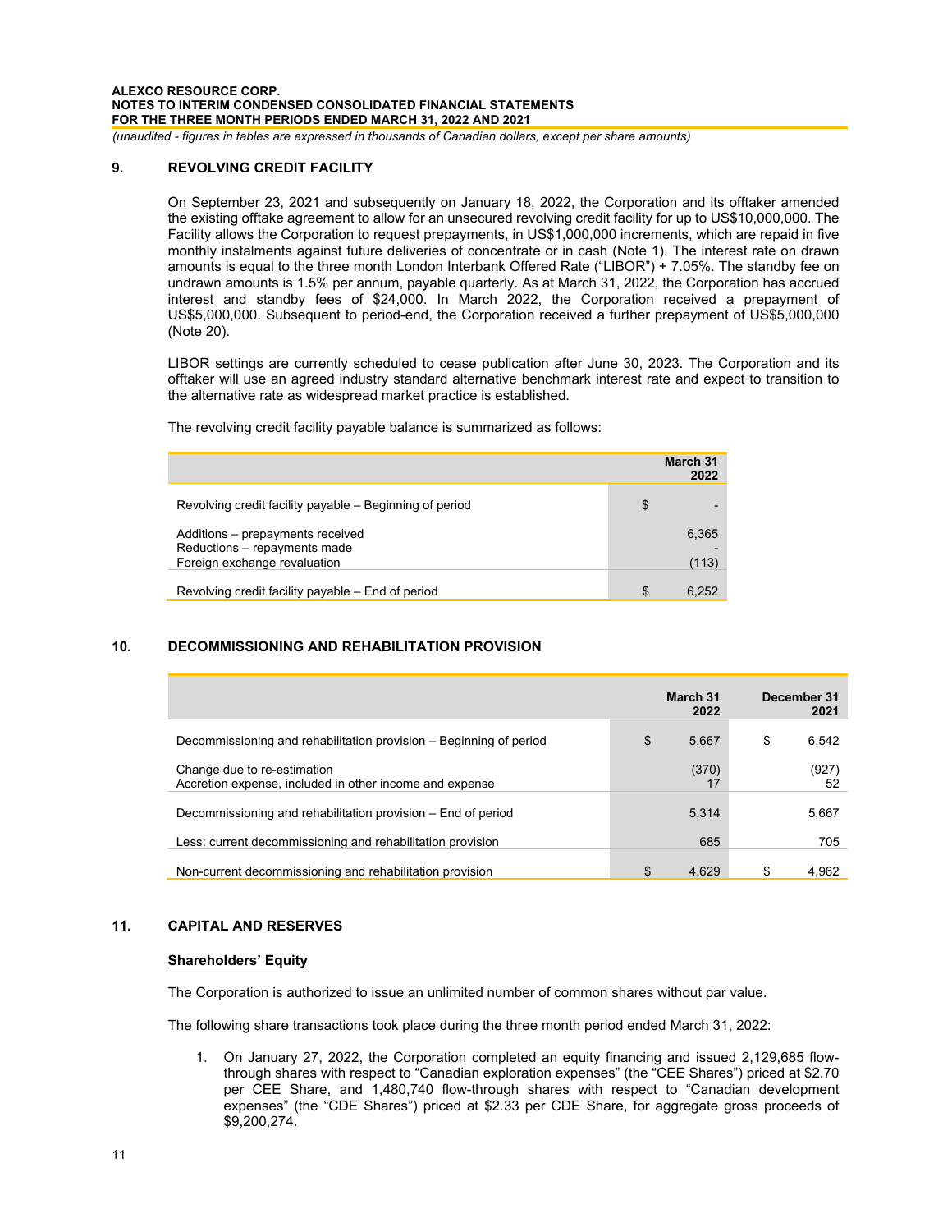## 9. REVOLVING CREDIT FACILITY

On September 23, 2021 and subsequently on January 18, 2022, the Corporation and its offtaker amended the existing offtake agreement to allow for an unsecured revolving credit facility for up to US$10,000,000. The Facility allows the Corporation to request prepayments, in US$1,000,000 increments, which are repaid in five monthly instalments against future deliveries of concentrate or in cash (Note 1). The interest rate on drawn amounts is equal to the three month London Interbank Offered Rate ("LIBOR") + 7.05%. The standby fee on undrawn amounts is 1.5% per annum, payable quarterly. As at March 31, 2022, the Corporation has accrued interest and standby fees of $24,000. In March 2022, the Corporation received a prepayment of US$5,000,000. Subsequent to period-end, the Corporation received a further prepayment of US$5,000,000 (Note 20).

LIBOR settings are currently scheduled to cease publication after June 30, 2023. The Corporation and its offtaker will use an agreed industry standard alternative benchmark interest rate and expect to transition to the alternative rate as widespread market practice is established.

The revolving credit facility payable balance is summarized as follows:

| | March 31 2022 |
|---|---|
| Revolving credit facility payable – Beginning of period | $ - |
| Additions – prepayments received | 6,365 |
| Reductions – repayments made | - |
| Foreign exchange revaluation | (113) |
| Revolving credit facility payable – End of period | $ 6,252 |

## 10. DECOMMISSIONING AND REHABILITATION PROVISION

| | March 31 2022 | December 31 2021 |
|---|---|---|
| Decommissioning and rehabilitation provision – Beginning of period | $ 5,667 | $ 6,542 |
| Change due to re-estimation | (370) | (927) |
| Accretion expense, included in other income and expense | 17 | 52 |
| Decommissioning and rehabilitation provision – End of period | 5,314 | 5,667 |
| Less: current decommissioning and rehabilitation provision | 685 | 705 |
| Non-current decommissioning and rehabilitation provision | $ 4,629 | $ 4,962 |

## 11. CAPITAL AND RESERVES

**Shareholders' Equity**

The Corporation is authorized to issue an unlimited number of common shares without par value.

The following share transactions took place during the three month period ended March 31, 2022:

1. On January 27, 2022, the Corporation completed an equity financing and issued 2,129,685 flow-through shares with respect to "Canadian exploration expenses" (the "CEE Shares") priced at $2.70 per CEE Share, and 1,480,740 flow-through shares with respect to "Canadian development expenses" (the "CDE Shares") priced at $2.33 per CDE Share, for aggregate gross proceeds of $9,200,274.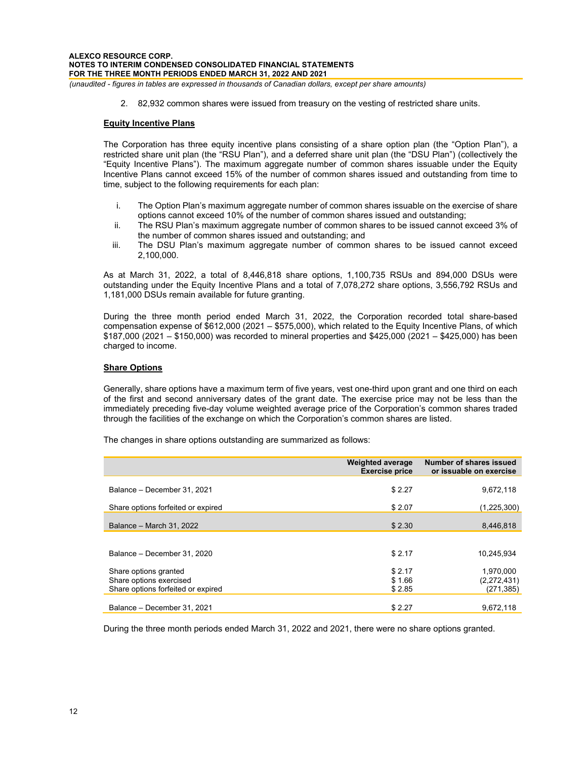2. 82,932 common shares were issued from treasury on the vesting of restricted share units.

**Equity Incentive Plans**

The Corporation has three equity incentive plans consisting of a share option plan (the "Option Plan"), a restricted share unit plan (the "RSU Plan"), and a deferred share unit plan (the "DSU Plan") (collectively the "Equity Incentive Plans"). The maximum aggregate number of common shares issuable under the Equity Incentive Plans cannot exceed 15% of the number of common shares issued and outstanding from time to time, subject to the following requirements for each plan:

i. The Option Plan's maximum aggregate number of common shares issuable on the exercise of share options cannot exceed 10% of the number of common shares issued and outstanding;
ii. The RSU Plan's maximum aggregate number of common shares to be issued cannot exceed 3% of the number of common shares issued and outstanding; and
iii. The DSU Plan's maximum aggregate number of common shares to be issued cannot exceed 2,100,000.

As at March 31, 2022, a total of 8,446,818 share options, 1,100,735 RSUs and 894,000 DSUs were outstanding under the Equity Incentive Plans and a total of 7,078,272 share options, 3,556,792 RSUs and 1,181,000 DSUs remain available for future granting.

During the three month period ended March 31, 2022, the Corporation recorded total share-based compensation expense of $612,000 (2021 – $575,000), which related to the Equity Incentive Plans, of which $187,000 (2021 – $150,000) was recorded to mineral properties and $425,000 (2021 – $425,000) has been charged to income.

**Share Options**

Generally, share options have a maximum term of five years, vest one-third upon grant and one third on each of the first and second anniversary dates of the grant date. The exercise price may not be less than the immediately preceding five-day volume weighted average price of the Corporation's common shares traded through the facilities of the exchange on which the Corporation's common shares are listed.

The changes in share options outstanding are summarized as follows:

| | Weighted average Exercise price | Number of shares issued or issuable on exercise |
|---|---|---|
| Balance – December 31, 2021 | $ 2.27 | 9,672,118 |
| Share options forfeited or expired | $ 2.07 | (1,225,300) |
| Balance – March 31, 2022 | $ 2.30 | 8,446,818 |
| | | |
| Balance – December 31, 2020 | $ 2.17 | 10,245,934 |
| Share options granted | $ 2.17 | 1,970,000 |
| Share options exercised | $ 1.66 | (2,272,431) |
| Share options forfeited or expired | $ 2.85 | (271,385) |
| Balance – December 31, 2021 | $ 2.27 | 9,672,118 |

During the three month periods ended March 31, 2022 and 2021, there were no share options granted.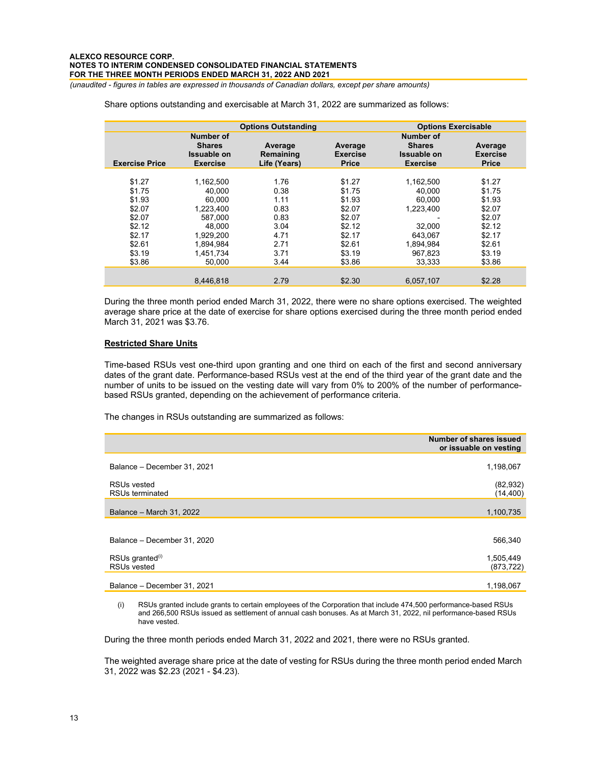Share options outstanding and exercisable at March 31, 2022 are summarized as follows:

| | Options Outstanding | | | Options Exercisable | |
|---|---|---|---|---|---|
| Exercise Price | Number of Shares Issuable on Exercise | Average Remaining Life (Years) | Average Exercise Price | Number of Shares Issuable on Exercise | Average Exercise Price |
| $1.27 | 1,162,500 | 1.76 | $1.27 | 1,162,500 | $1.27 |
| $1.75 | 40,000 | 0.38 | $1.75 | 40,000 | $1.75 |
| $1.93 | 60,000 | 1.11 | $1.93 | 60,000 | $1.93 |
| $2.07 | 1,223,400 | 0.83 | $2.07 | 1,223,400 | $2.07 |
| $2.07 | 587,000 | 0.83 | $2.07 | - | $2.07 |
| $2.12 | 48,000 | 3.04 | $2.12 | 32,000 | $2.12 |
| $2.17 | 1,929,200 | 4.71 | $2.17 | 643,067 | $2.17 |
| $2.61 | 1,894,984 | 2.71 | $2.61 | 1,894,984 | $2.61 |
| $3.19 | 1,451,734 | 3.71 | $3.19 | 967,823 | $3.19 |
| $3.86 | 50,000 | 3.44 | $3.86 | 33,333 | $3.86 |
| | 8,446,818 | 2.79 | $2.30 | 6,057,107 | $2.28 |

During the three month period ended March 31, 2022, there were no share options exercised. The weighted average share price at the date of exercise for share options exercised during the three month period ended March 31, 2021 was $3.76.

**Restricted Share Units**

Time-based RSUs vest one-third upon granting and one third on each of the first and second anniversary dates of the grant date. Performance-based RSUs vest at the end of the third year of the grant date and the number of units to be issued on the vesting date will vary from 0% to 200% of the number of performance-based RSUs granted, depending on the achievement of performance criteria.

The changes in RSUs outstanding are summarized as follows:

| | Number of shares issued or issuable on vesting |
|---|---|
| Balance – December 31, 2021 | 1,198,067 |
| RSUs vested | (82,932) |
| RSUs terminated | (14,400) |
| Balance – March 31, 2022 | 1,100,735 |
| | |
| Balance – December 31, 2020 | 566,340 |
| RSUs granted(i) | 1,505,449 |
| RSUs vested | (873,722) |
| Balance – December 31, 2021 | 1,198,067 |

(i) RSUs granted include grants to certain employees of the Corporation that include 474,500 performance-based RSUs and 266,500 RSUs issued as settlement of annual cash bonuses. As at March 31, 2022, nil performance-based RSUs have vested.

During the three month periods ended March 31, 2022 and 2021, there were no RSUs granted.

The weighted average share price at the date of vesting for RSUs during the three month period ended March 31, 2022 was $2.23 (2021 - $4.23).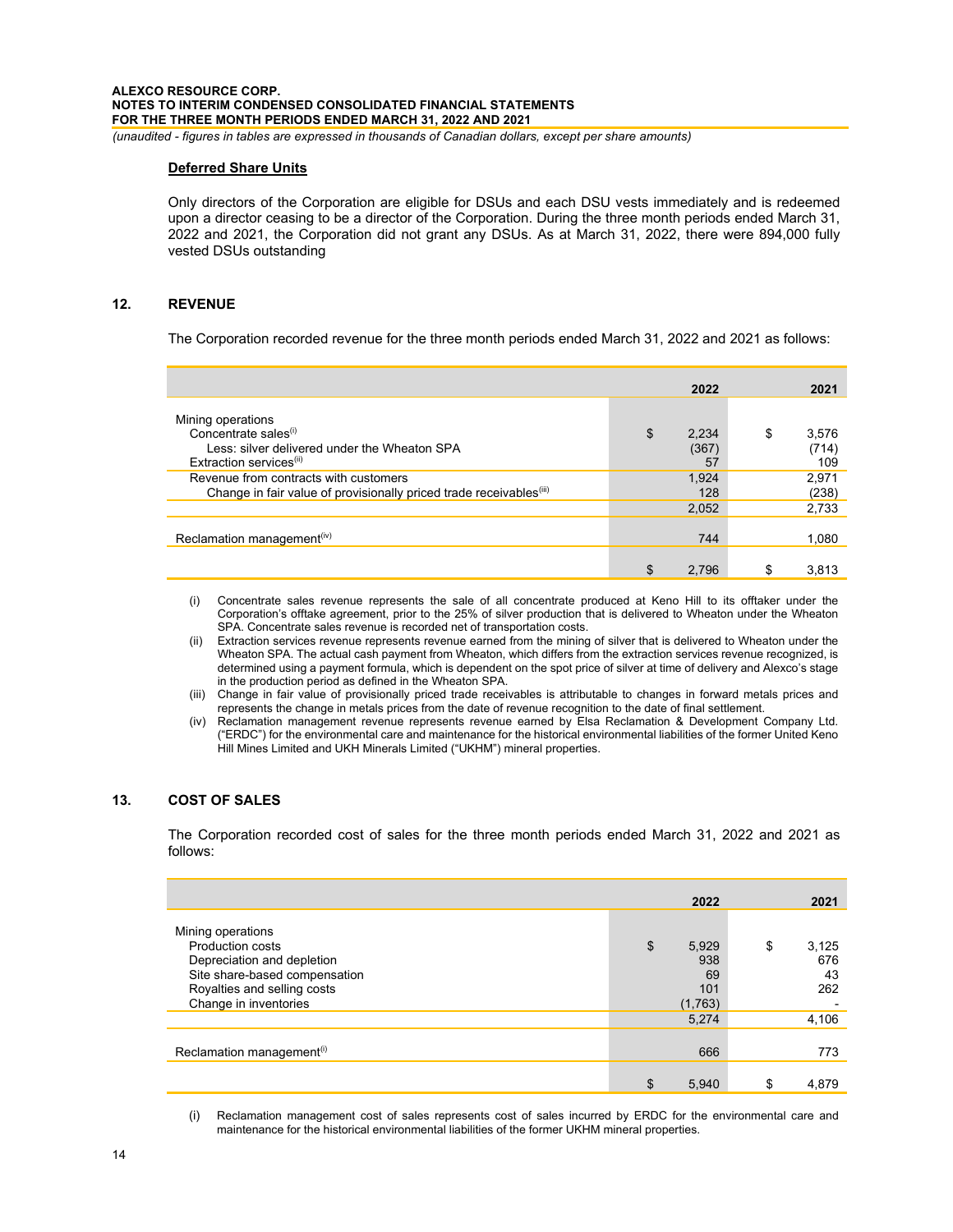### Deferred Share Units

Only directors of the Corporation are eligible for DSUs and each DSU vests immediately and is redeemed upon a director ceasing to be a director of the Corporation. During the three month periods ended March 31, 2022 and 2021, the Corporation did not grant any DSUs. As at March 31, 2022, there were 894,000 fully vested DSUs outstanding

## 12. REVENUE

The Corporation recorded revenue for the three month periods ended March 31, 2022 and 2021 as follows:

| | 2022 | 2021 |
|---|---|---|
| Mining operations | | |
| Concentrate sales[(i)] | $ 2,234 | $ 3,576 |
| Less: silver delivered under the Wheaton SPA | (367) | (714) |
| Extraction services[(ii)] | 57 | 109 |
| Revenue from contracts with customers | 1,924 | 2,971 |
| Change in fair value of provisionally priced trade receivables[(iii)] | 128 | (238) |
| | 2,052 | 2,733 |
| Reclamation management[(iv)] | 744 | 1,080 |
| | $ 2,796 | $ 3,813 |

(i) Concentrate sales revenue represents the sale of all concentrate produced at Keno Hill to its offtaker under the Corporation's offtake agreement, prior to the 25% of silver production that is delivered to Wheaton under the Wheaton SPA. Concentrate sales revenue is recorded net of transportation costs.

(ii) Extraction services revenue represents revenue earned from the mining of silver that is delivered to Wheaton under the Wheaton SPA. The actual cash payment from Wheaton, which differs from the extraction services revenue recognized, is determined using a payment formula, which is dependent on the spot price of silver at time of delivery and Alexco's stage in the production period as defined in the Wheaton SPA.

(iii) Change in fair value of provisionally priced trade receivables is attributable to changes in forward metals prices and represents the change in metals prices from the date of revenue recognition to the date of final settlement.

(iv) Reclamation management revenue represents revenue earned by Elsa Reclamation & Development Company Ltd. ("ERDC") for the environmental care and maintenance for the historical environmental liabilities of the former United Keno Hill Mines Limited and UKH Minerals Limited ("UKHM") mineral properties.

## 13. COST OF SALES

The Corporation recorded cost of sales for the three month periods ended March 31, 2022 and 2021 as follows:

| | 2022 | 2021 |
|---|---|---|
| Mining operations | | |
| Production costs | $ 5,929 | $ 3,125 |
| Depreciation and depletion | 938 | 676 |
| Site share-based compensation | 69 | 43 |
| Royalties and selling costs | 101 | 262 |
| Change in inventories | (1,763) | - |
| | 5,274 | 4,106 |
| Reclamation management[(i)] | 666 | 773 |
| | $ 5,940 | $ 4,879 |

(i) Reclamation management cost of sales represents cost of sales incurred by ERDC for the environmental care and maintenance for the historical environmental liabilities of the former UKHM mineral properties.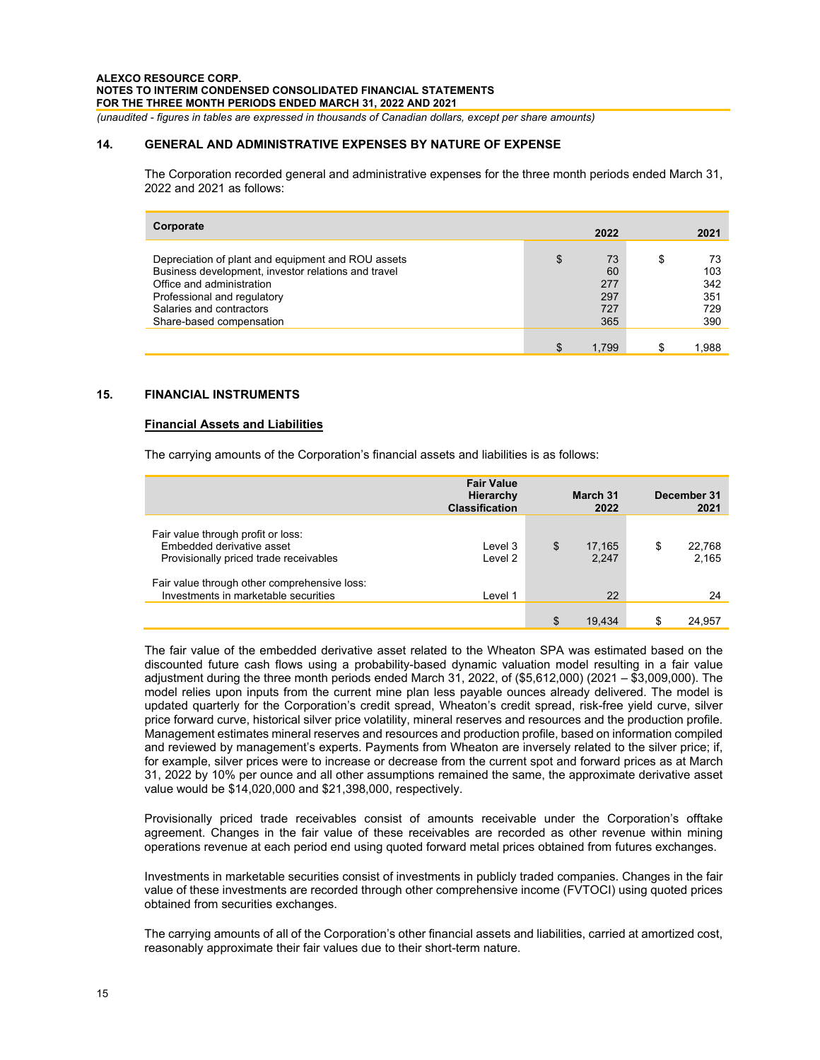## 14. GENERAL AND ADMINISTRATIVE EXPENSES BY NATURE OF EXPENSE

The Corporation recorded general and administrative expenses for the three month periods ended March 31, 2022 and 2021 as follows:

| Corporate | 2022 | 2021 |
|---|---|---|
| Depreciation of plant and equipment and ROU assets | $ 73 | $ 73 |
| Business development, investor relations and travel | 60 | 103 |
| Office and administration | 277 | 342 |
| Professional and regulatory | 297 | 351 |
| Salaries and contractors | 727 | 729 |
| Share-based compensation | 365 | 390 |
| | $ 1,799 | $ 1,988 |

## 15. FINANCIAL INSTRUMENTS

**Financial Assets and Liabilities**

The carrying amounts of the Corporation's financial assets and liabilities is as follows:

| | Fair Value Hierarchy Classification | March 31 2022 | December 31 2021 |
|---|---|---|---|
| Fair value through profit or loss: | | | |
| Embedded derivative asset | Level 3 | $ 17,165 | $ 22,768 |
| Provisionally priced trade receivables | Level 2 | 2,247 | 2,165 |
| Fair value through other comprehensive loss: | | | |
| Investments in marketable securities | Level 1 | 22 | 24 |
| | | $ 19,434 | $ 24,957 |

The fair value of the embedded derivative asset related to the Wheaton SPA was estimated based on the discounted future cash flows using a probability-based dynamic valuation model resulting in a fair value adjustment during the three month periods ended March 31, 2022, of ($5,612,000) (2021 – $3,009,000). The model relies upon inputs from the current mine plan less payable ounces already delivered. The model is updated quarterly for the Corporation's credit spread, Wheaton's credit spread, risk-free yield curve, silver price forward curve, historical silver price volatility, mineral reserves and resources and the production profile. Management estimates mineral reserves and resources and production profile, based on information compiled and reviewed by management's experts. Payments from Wheaton are inversely related to the silver price; if, for example, silver prices were to increase or decrease from the current spot and forward prices as at March 31, 2022 by 10% per ounce and all other assumptions remained the same, the approximate derivative asset value would be $14,020,000 and $21,398,000, respectively.

Provisionally priced trade receivables consist of amounts receivable under the Corporation's offtake agreement. Changes in the fair value of these receivables are recorded as other revenue within mining operations revenue at each period end using quoted forward metal prices obtained from futures exchanges.

Investments in marketable securities consist of investments in publicly traded companies. Changes in the fair value of these investments are recorded through other comprehensive income (FVTOCI) using quoted prices obtained from securities exchanges.

The carrying amounts of all of the Corporation's other financial assets and liabilities, carried at amortized cost, reasonably approximate their fair values due to their short-term nature.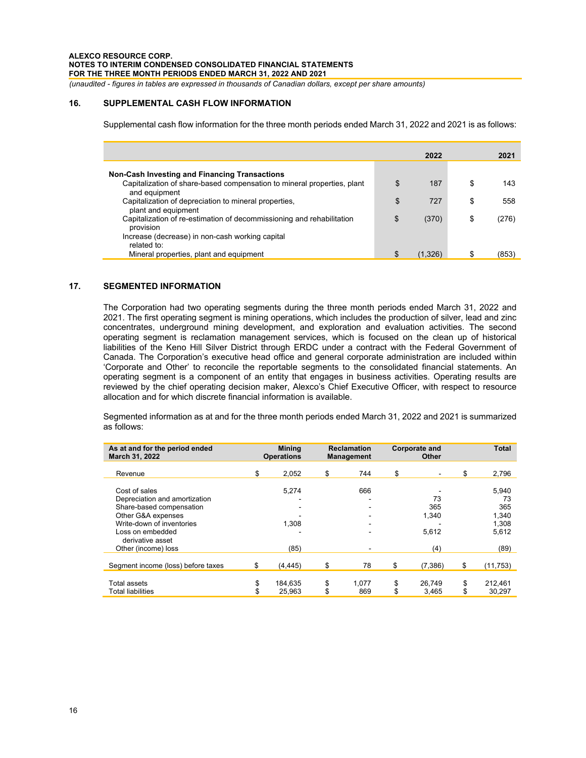## 16. SUPPLEMENTAL CASH FLOW INFORMATION

Supplemental cash flow information for the three month periods ended March 31, 2022 and 2021 is as follows:

| | 2022 | 2021 |
|---|---|---|
| **Non-Cash Investing and Financing Transactions** | | |
| Capitalization of share-based compensation to mineral properties, plant and equipment | $ 187 | $ 143 |
| Capitalization of depreciation to mineral properties, plant and equipment | $ 727 | $ 558 |
| Capitalization of re-estimation of decommissioning and rehabilitation provision | $ (370) | $ (276) |
| Increase (decrease) in non-cash working capital related to: | | |
| Mineral properties, plant and equipment | $ (1,326) | $ (853) |

## 17. SEGMENTED INFORMATION

The Corporation had two operating segments during the three month periods ended March 31, 2022 and 2021. The first operating segment is mining operations, which includes the production of silver, lead and zinc concentrates, underground mining development, and exploration and evaluation activities. The second operating segment is reclamation management services, which is focused on the clean up of historical liabilities of the Keno Hill Silver District through ERDC under a contract with the Federal Government of Canada. The Corporation's executive head office and general corporate administration are included within 'Corporate and Other' to reconcile the reportable segments to the consolidated financial statements. An operating segment is a component of an entity that engages in business activities. Operating results are reviewed by the chief operating decision maker, Alexco's Chief Executive Officer, with respect to resource allocation and for which discrete financial information is available.

Segmented information as at and for the three month periods ended March 31, 2022 and 2021 is summarized as follows:

| As at and for the period ended March 31, 2022 | Mining Operations | Reclamation Management | Corporate and Other | Total |
|---|---|---|---|---|
| Revenue | $ 2,052 | $ 744 | $ - | $ 2,796 |
| Cost of sales | 5,274 | 666 | - | 5,940 |
| Depreciation and amortization | - | - | 73 | 73 |
| Share-based compensation | - | - | 365 | 365 |
| Other G&A expenses | - | - | 1,340 | 1,340 |
| Write-down of inventories | 1,308 | - | - | 1,308 |
| Loss on embedded derivative asset | - | - | 5,612 | 5,612 |
| Other (income) loss | (85) | - | (4) | (89) |
| Segment income (loss) before taxes | $ (4,445) | $ 78 | $ (7,386) | $ (11,753) |
| Total assets | $ 184,635 | $ 1,077 | $ 26,749 | $ 212,461 |
| Total liabilities | $ 25,963 | $ 869 | $ 3,465 | $ 30,297 |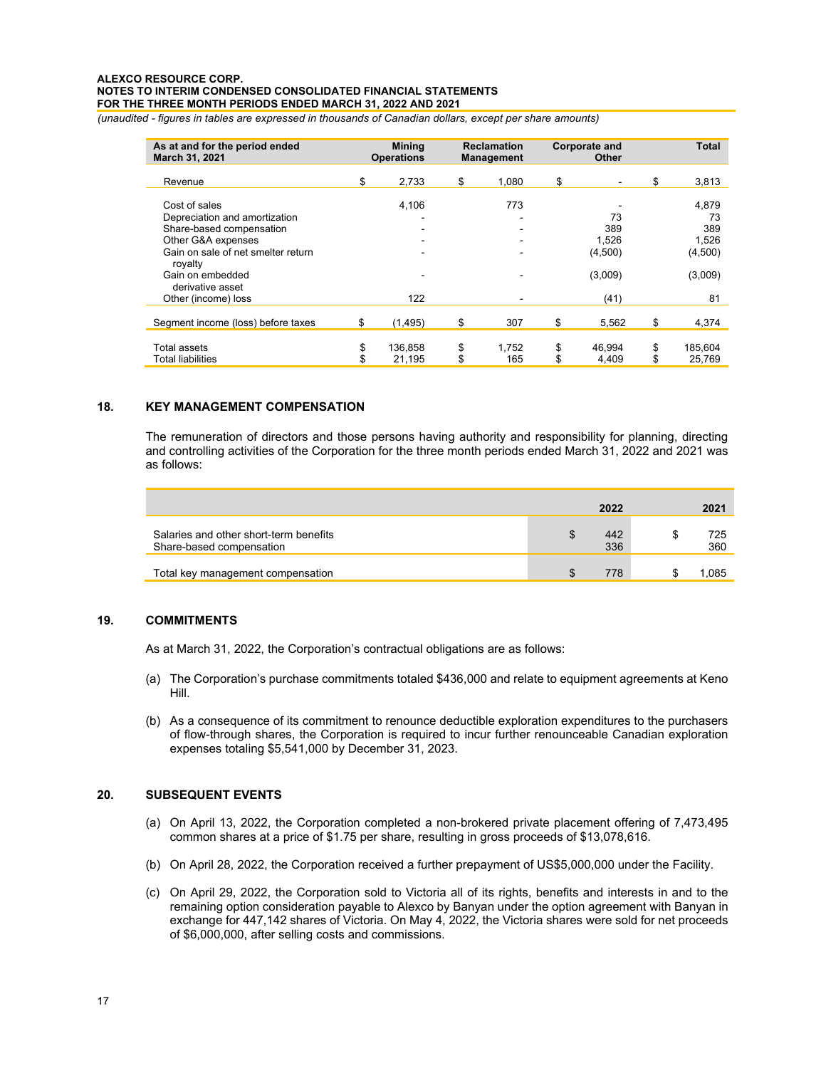*(unaudited - figures in tables are expressed in thousands of Canadian dollars, except per share amounts)*

| As at and for the period ended March 31, 2021 | Mining Operations | Reclamation Management | Corporate and Other | Total |
|---|---|---|---|---|
| Revenue | $ 2,733 | $ 1,080 | $ - | $ 3,813 |
| Cost of sales | 4,106 | 773 | - | 4,879 |
| Depreciation and amortization | - | - | 73 | 73 |
| Share-based compensation | - | - | 389 | 389 |
| Other G&A expenses | - | - | 1,526 | 1,526 |
| Gain on sale of net smelter return royalty | - | - | (4,500) | (4,500) |
| Gain on embedded derivative asset | - | - | (3,009) | (3,009) |
| Other (income) loss | 122 | - | (41) | 81 |
| Segment income (loss) before taxes | $ (1,495) | $ 307 | $ 5,562 | $ 4,374 |
| Total assets | $ 136,858 | $ 1,752 | $ 46,994 | $ 185,604 |
| Total liabilities | $ 21,195 | $ 165 | $ 4,409 | $ 25,769 |

## 18. KEY MANAGEMENT COMPENSATION

The remuneration of directors and those persons having authority and responsibility for planning, directing and controlling activities of the Corporation for the three month periods ended March 31, 2022 and 2021 was as follows:

| | 2022 | 2021 |
|---|---|---|
| Salaries and other short-term benefits | $ 442 | $ 725 |
| Share-based compensation | 336 | 360 |
| Total key management compensation | $ 778 | $ 1,085 |

## 19. COMMITMENTS

As at March 31, 2022, the Corporation's contractual obligations are as follows:

(a) The Corporation's purchase commitments totaled $436,000 and relate to equipment agreements at Keno Hill.

(b) As a consequence of its commitment to renounce deductible exploration expenditures to the purchasers of flow-through shares, the Corporation is required to incur further renounceable Canadian exploration expenses totaling $5,541,000 by December 31, 2023.

## 20. SUBSEQUENT EVENTS

(a) On April 13, 2022, the Corporation completed a non-brokered private placement offering of 7,473,495 common shares at a price of $1.75 per share, resulting in gross proceeds of $13,078,616.

(b) On April 28, 2022, the Corporation received a further prepayment of US$5,000,000 under the Facility.

(c) On April 29, 2022, the Corporation sold to Victoria all of its rights, benefits and interests in and to the remaining option consideration payable to Alexco by Banyan under the option agreement with Banyan in exchange for 447,142 shares of Victoria. On May 4, 2022, the Victoria shares were sold for net proceeds of $6,000,000, after selling costs and commissions.